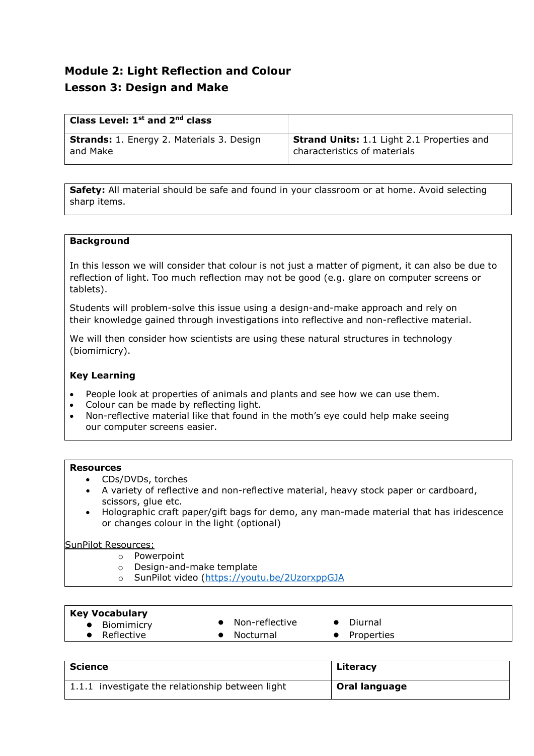# Module 2: Light Reflection and Colour
## Lesson 3: Design and Make

| Class Level: 1st and 2nd class | |
|---|---|
| **Strands:** 1. Energy 2. Materials 3. Design and Make | **Strand Units:** 1.1 Light 2.1 Properties and characteristics of materials |

**Safety:** All material should be safe and found in your classroom or at home. Avoid selecting sharp items.

### Background

In this lesson we will consider that colour is not just a matter of pigment, it can also be due to reflection of light. Too much reflection may not be good (e.g. glare on computer screens or tablets).

Students will problem-solve this issue using a design-and-make approach and rely on their knowledge gained through investigations into reflective and non-reflective material.

We will then consider how scientists are using these natural structures in technology (biomimicry).

### Key Learning

- People look at properties of animals and plants and see how we can use them.
- Colour can be made by reflecting light.
- Non-reflective material like that found in the moth's eye could help make seeing our computer screens easier.

### Resources

- CDs/DVDs, torches
- A variety of reflective and non-reflective material, heavy stock paper or cardboard, scissors, glue etc.
- Holographic craft paper/gift bags for demo, any man-made material that has iridescence or changes colour in the light (optional)

SunPilot Resources:

- Powerpoint
- Design-and-make template
- SunPilot video (https://youtu.be/2UzorxppGJA)

### Key Vocabulary

- Biomimicry
- Reflective
- Non-reflective
- Nocturnal
- Diurnal
- Properties

| Science | Literacy |
|---|---|
| 1.1.1 investigate the relationship between light | **Oral language** |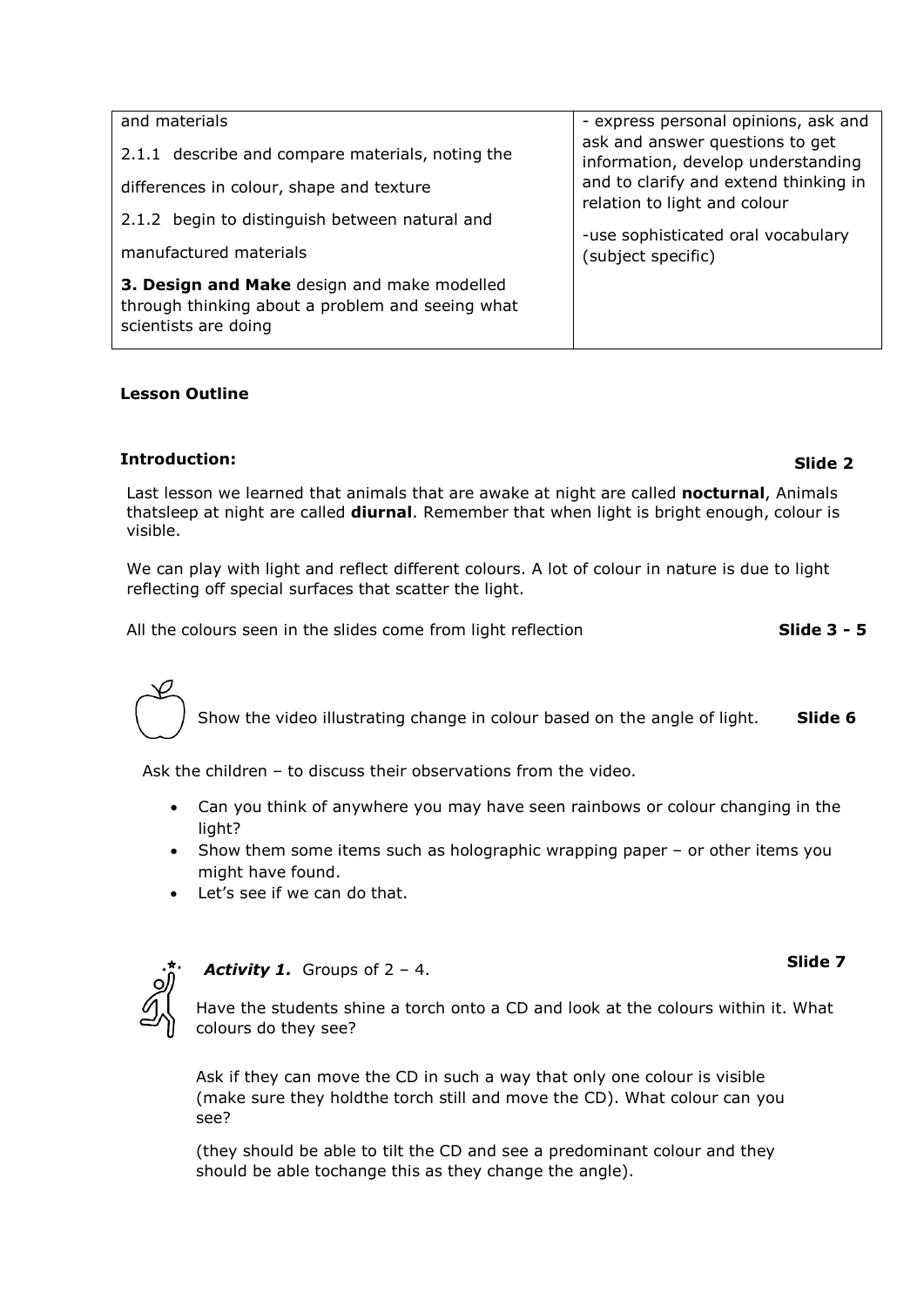| and materials<br><br>2.1.1 describe and compare materials, noting the differences in colour, shape and texture<br><br>2.1.2 begin to distinguish between natural and manufactured materials<br><br>**3. Design and Make** design and make modelled through thinking about a problem and seeing what scientists are doing | - express personal opinions, ask and ask and answer questions to get information, develop understanding and to clarify and extend thinking in relation to light and colour<br><br>-use sophisticated oral vocabulary (subject specific) |
|---|---|

**Lesson Outline**

**Introduction:** **Slide 2**

Last lesson we learned that animals that are awake at night are called **nocturnal**, Animals thatsleep at night are called **diurnal**. Remember that when light is bright enough, colour is visible.

We can play with light and reflect different colours. A lot of colour in nature is due to light reflecting off special surfaces that scatter the light.

All the colours seen in the slides come from light reflection **Slide 3 - 5**

Show the video illustrating change in colour based on the angle of light. **Slide 6**

Ask the children – to discuss their observations from the video.

- Can you think of anywhere you may have seen rainbows or colour changing in the light?
- Show them some items such as holographic wrapping paper – or other items you might have found.
- Let's see if we can do that.

***Activity 1.*** Groups of 2 – 4. **Slide 7**

Have the students shine a torch onto a CD and look at the colours within it. What colours do they see?

Ask if they can move the CD in such a way that only one colour is visible (make sure they holdthe torch still and move the CD). What colour can you see?

(they should be able to tilt the CD and see a predominant colour and they should be able tochange this as they change the angle).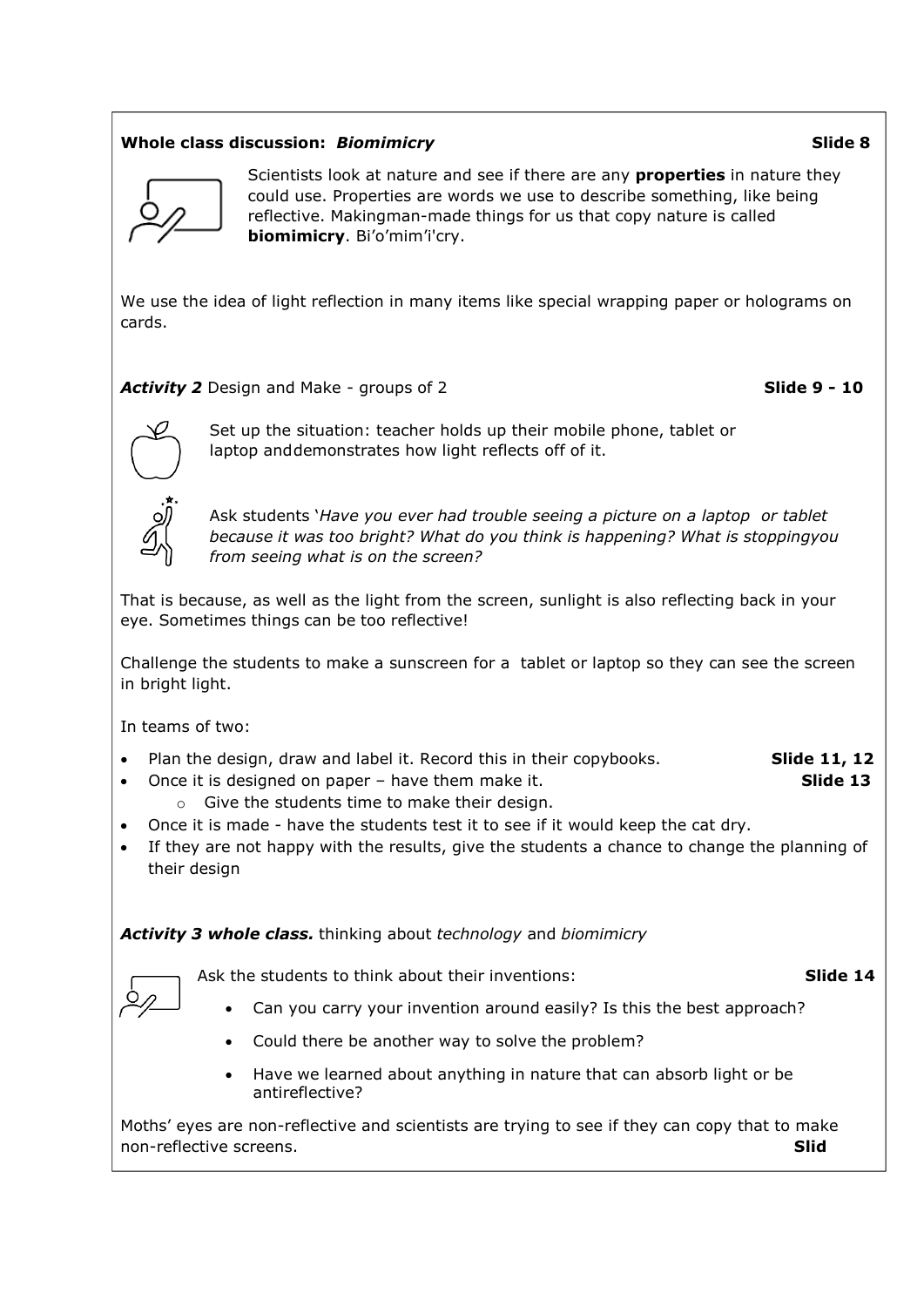**Whole class discussion:** ***Biomimicry*** **Slide 8**

Scientists look at nature and see if there are any **properties** in nature they could use. Properties are words we use to describe something, like being reflective. Makingman-made things for us that copy nature is called **biomimicry**. Bi'o'mim'i'cry.

We use the idea of light reflection in many items like special wrapping paper or holograms on cards.

***Activity 2*** Design and Make - groups of 2 **Slide 9 - 10**

Set up the situation: teacher holds up their mobile phone, tablet or laptop anddemonstrates how light reflects off of it.

Ask students '*Have you ever had trouble seeing a picture on a laptop or tablet because it was too bright? What do you think is happening? What is stoppingyou from seeing what is on the screen?*

That is because, as well as the light from the screen, sunlight is also reflecting back in your eye. Sometimes things can be too reflective!

Challenge the students to make a sunscreen for a tablet or laptop so they can see the screen in bright light.

In teams of two:

- Plan the design, draw and label it. Record this in their copybooks. **Slide 11, 12**
- Once it is designed on paper – have them make it. **Slide 13**
  - Give the students time to make their design.
- Once it is made - have the students test it to see if it would keep the cat dry.
- If they are not happy with the results, give the students a chance to change the planning of their design

***Activity 3 whole class.*** thinking about *technology* and *biomimicry*

Ask the students to think about their inventions: **Slide 14**

- Can you carry your invention around easily? Is this the best approach?
- Could there be another way to solve the problem?
- Have we learned about anything in nature that can absorb light or be antireflective?

Moths' eyes are non-reflective and scientists are trying to see if they can copy that to make non-reflective screens. **Slid**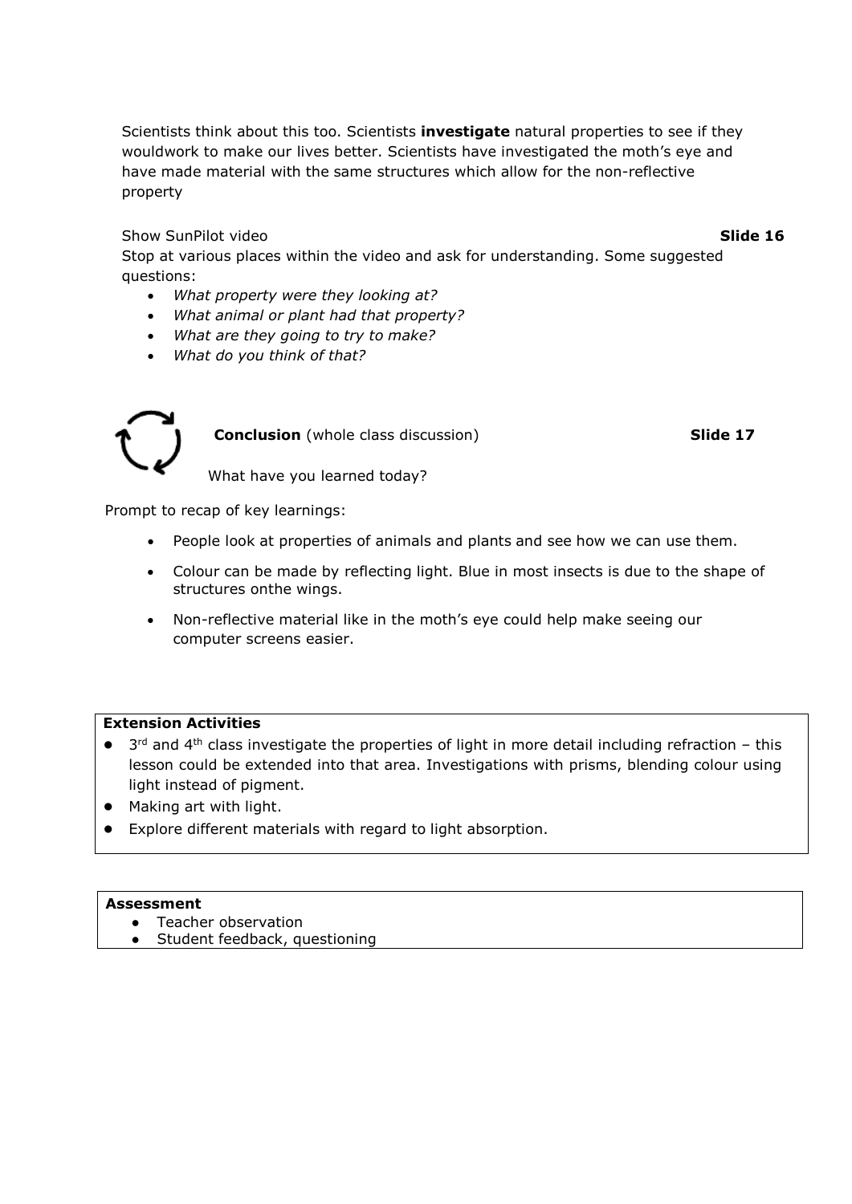Scientists think about this too. Scientists **investigate** natural properties to see if they wouldwork to make our lives better. Scientists have investigated the moth's eye and have made material with the same structures which allow for the non-reflective property

Show SunPilot video **Slide 16**

Stop at various places within the video and ask for understanding. Some suggested questions:

- *What property were they looking at?*
- *What animal or plant had that property?*
- *What are they going to try to make?*
- *What do you think of that?*

**Conclusion** (whole class discussion) **Slide 17**

What have you learned today?

Prompt to recap of key learnings:

- People look at properties of animals and plants and see how we can use them.
- Colour can be made by reflecting light. Blue in most insects is due to the shape of structures onthe wings.
- Non-reflective material like in the moth's eye could help make seeing our computer screens easier.

**Extension Activities**

- 3rd and 4th class investigate the properties of light in more detail including refraction – this lesson could be extended into that area. Investigations with prisms, blending colour using light instead of pigment.
- Making art with light.
- Explore different materials with regard to light absorption.

**Assessment**

- Teacher observation
- Student feedback, questioning